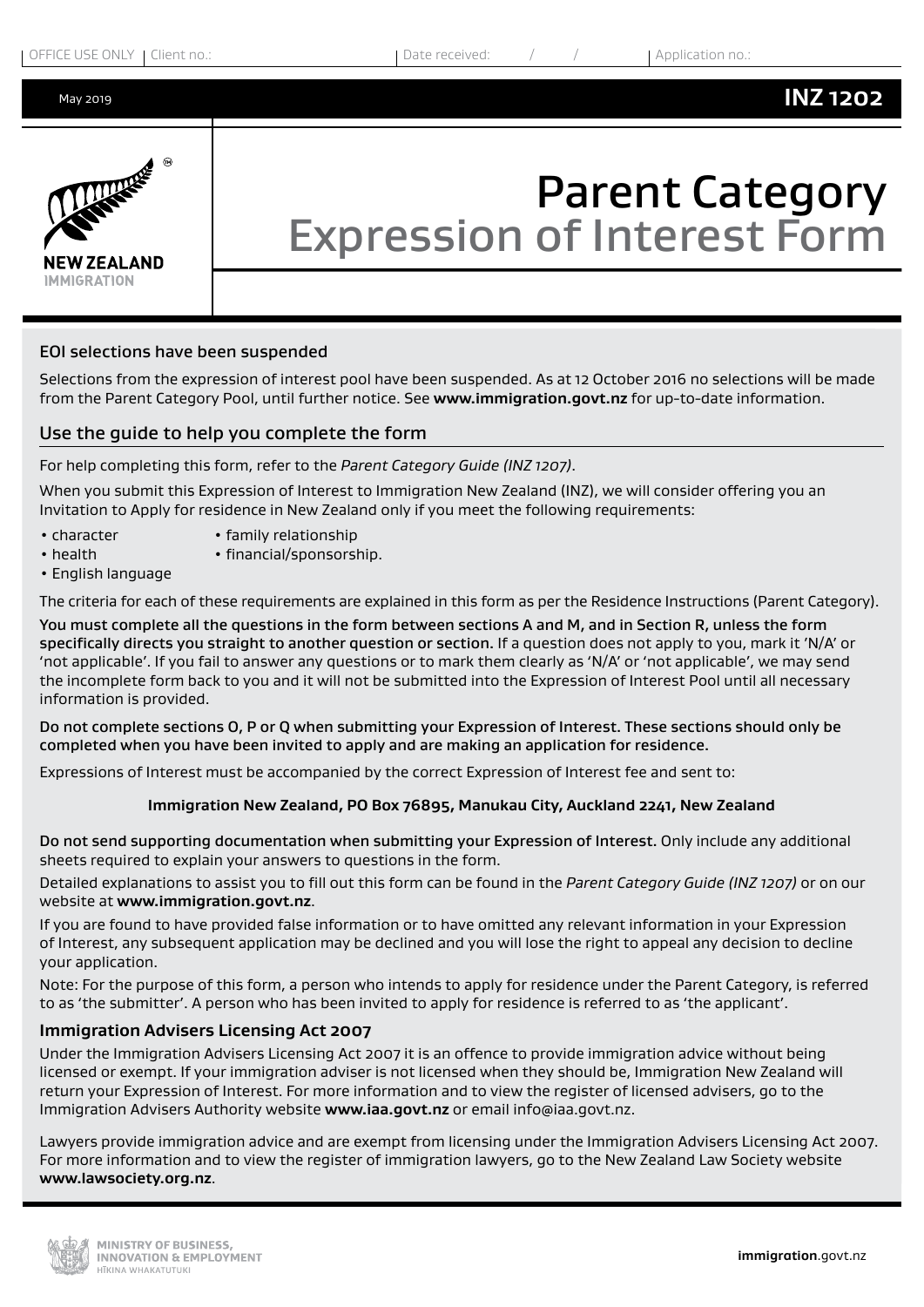OFFICE USE ONLY | Client no.: | Date received: / / | Application no.:

May 2019

**INZ 1202**

# Parent Category
## Expression of Interest Form

### EOI selections have been suspended

Selections from the expression of interest pool have been suspended. As at 12 October 2016 no selections will be made from the Parent Category Pool, until further notice. See **www.immigration.govt.nz** for up-to-date information.

### Use the guide to help you complete the form

For help completing this form, refer to the *Parent Category Guide (INZ 1207)*.

When you submit this Expression of Interest to Immigration New Zealand (INZ), we will consider offering you an Invitation to Apply for residence in New Zealand only if you meet the following requirements:

- character
- health
- English language
- family relationship
- financial/sponsorship.

The criteria for each of these requirements are explained in this form as per the Residence Instructions (Parent Category).

**You must complete all the questions in the form between sections A and M, and in Section R, unless the form specifically directs you straight to another question or section.** If a question does not apply to you, mark it 'N/A' or 'not applicable'. If you fail to answer any questions or to mark them clearly as 'N/A' or 'not applicable', we may send the incomplete form back to you and it will not be submitted into the Expression of Interest Pool until all necessary information is provided.

**Do not complete sections O, P or Q when submitting your Expression of Interest. These sections should only be completed when you have been invited to apply and are making an application for residence.**

Expressions of Interest must be accompanied by the correct Expression of Interest fee and sent to:

**Immigration New Zealand, PO Box 76895, Manukau City, Auckland 2241, New Zealand**

**Do not send supporting documentation when submitting your Expression of Interest.** Only include any additional sheets required to explain your answers to questions in the form.

Detailed explanations to assist you to fill out this form can be found in the *Parent Category Guide (INZ 1207)* or on our website at **www.immigration.govt.nz**.

If you are found to have provided false information or to have omitted any relevant information in your Expression of Interest, any subsequent application may be declined and you will lose the right to appeal any decision to decline your application.

Note: For the purpose of this form, a person who intends to apply for residence under the Parent Category, is referred to as 'the submitter'. A person who has been invited to apply for residence is referred to as 'the applicant'.

### Immigration Advisers Licensing Act 2007

Under the Immigration Advisers Licensing Act 2007 it is an offence to provide immigration advice without being licensed or exempt. If your immigration adviser is not licensed when they should be, Immigration New Zealand will return your Expression of Interest. For more information and to view the register of licensed advisers, go to the Immigration Advisers Authority website **www.iaa.govt.nz** or email info@iaa.govt.nz.

Lawyers provide immigration advice and are exempt from licensing under the Immigration Advisers Licensing Act 2007. For more information and to view the register of immigration lawyers, go to the New Zealand Law Society website **www.lawsociety.org.nz**.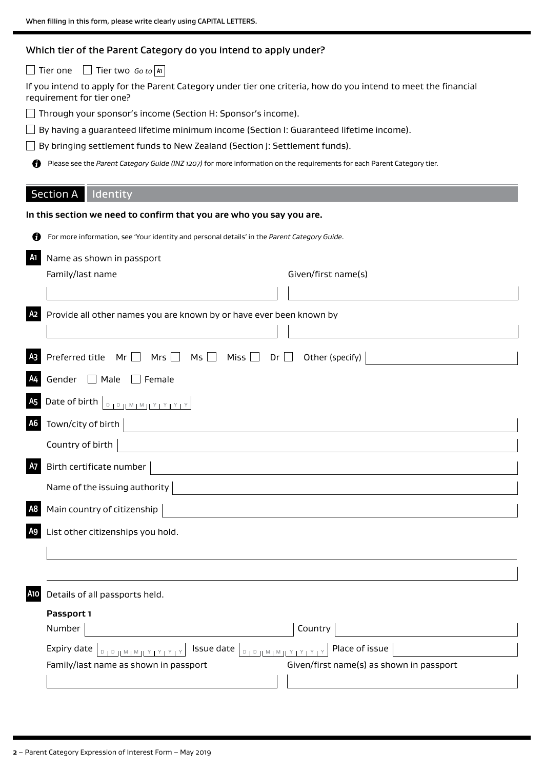When filling in this form, please write clearly using CAPITAL LETTERS.

**Which tier of the Parent Category do you intend to apply under?**

☐ Tier one ☐ Tier two *Go to* A1

If you intend to apply for the Parent Category under tier one criteria, how do you intend to meet the financial requirement for tier one?

☐ Through your sponsor's income (Section H: Sponsor's income).

☐ By having a guaranteed lifetime minimum income (Section I: Guaranteed lifetime income).

☐ By bringing settlement funds to New Zealand (Section J: Settlement funds).

Please see the *Parent Category Guide (INZ 1207)* for more information on the requirements for each Parent Category tier.

## Section A Identity

**In this section we need to confirm that you are who you say you are.**

For more information, see 'Your identity and personal details' in the *Parent Category Guide*.

**A1** Name as shown in passport

Family/last name ______ Given/first name(s) ______

**A2** Provide all other names you are known by or have ever been known by

______

**A3** Preferred title Mr ☐ Mrs ☐ Ms ☐ Miss ☐ Dr ☐ Other (specify) ______

**A4** Gender ☐ Male ☐ Female

**A5** Date of birth DD MM YYYY

**A6** Town/city of birth ______

Country of birth ______

**A7** Birth certificate number ______

Name of the issuing authority ______

**A8** Main country of citizenship ______

**A9** List other citizenships you hold.

______

**A10** Details of all passports held.

**Passport 1**

Number ______ Country ______

Expiry date DD MM YYYY Issue date DD MM YYYY Place of issue ______

Family/last name as shown in passport ______ Given/first name(s) as shown in passport ______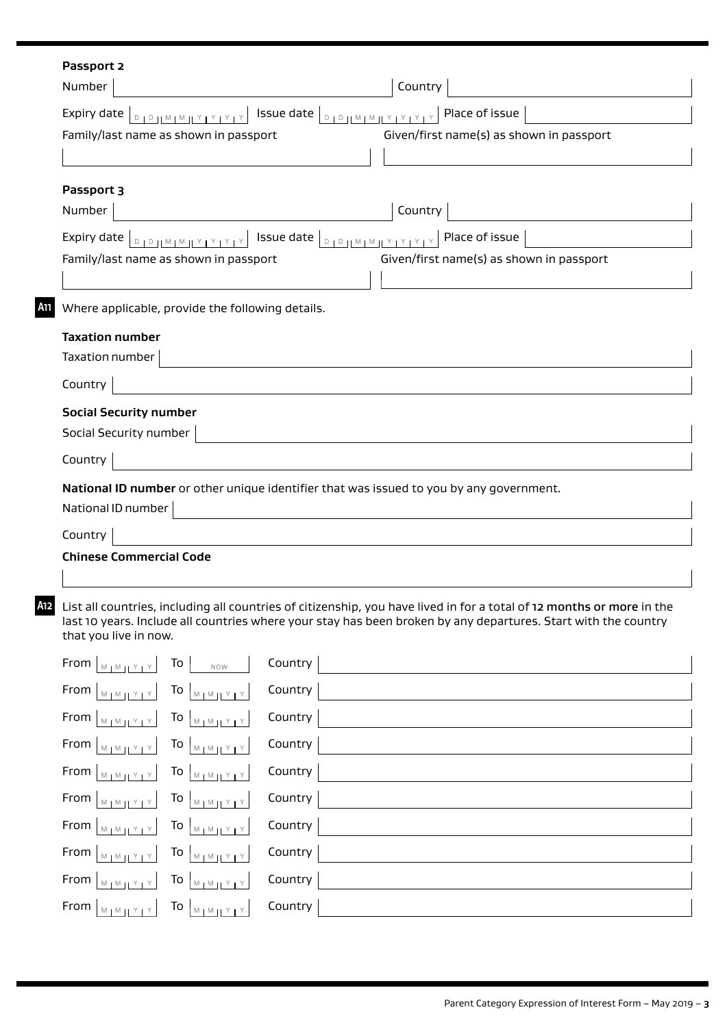**Passport 2**

Number | Country

Expiry date DD MM YYYY | Issue date DD MM YYYY | Place of issue

Family/last name as shown in passport | Given/first name(s) as shown in passport

**Passport 3**

Number | Country

Expiry date DD MM YYYY | Issue date DD MM YYYY | Place of issue

Family/last name as shown in passport | Given/first name(s) as shown in passport

**A11** Where applicable, provide the following details.

**Taxation number**

Taxation number

Country

**Social Security number**

Social Security number

Country

**National ID number** or other unique identifier that was issued to you by any government.

National ID number

Country

**Chinese Commercial Code**

**A12** List all countries, including all countries of citizenship, you have lived in for a total of 12 months or more in the last 10 years. Include all countries where your stay has been broken by any departures. Start with the country that you live in now.

| From | To | Country |
|---|---|---|
| MM YY | NOW | |
| MM YY | MM YY | |
| MM YY | MM YY | |
| MM YY | MM YY | |
| MM YY | MM YY | |
| MM YY | MM YY | |
| MM YY | MM YY | |
| MM YY | MM YY | |
| MM YY | MM YY | |
| MM YY | MM YY | |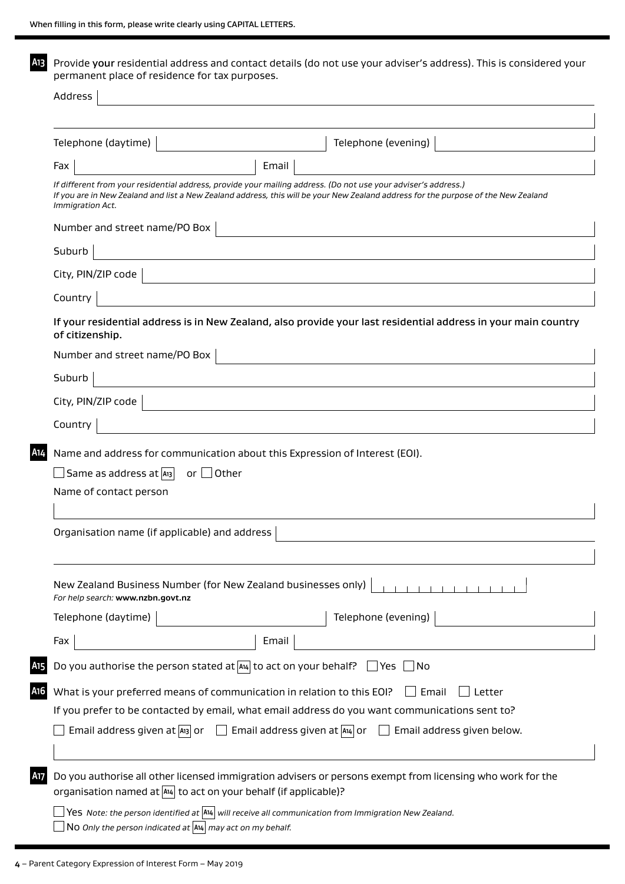When filling in this form, please write clearly using CAPITAL LETTERS.

**A13** Provide your residential address and contact details (do not use your adviser's address). This is considered your permanent place of residence for tax purposes.

Address

Telephone (daytime) | Telephone (evening)

Fax | Email

*If different from your residential address, provide your mailing address. (Do not use your adviser's address.)*
*If you are in New Zealand and list a New Zealand address, this will be your New Zealand address for the purpose of the New Zealand Immigration Act.*

Number and street name/PO Box

Suburb

City, PIN/ZIP code

Country

**If your residential address is in New Zealand, also provide your last residential address in your main country of citizenship.**

Number and street name/PO Box

Suburb

City, PIN/ZIP code

Country

**A14** Name and address for communication about this Expression of Interest (EOI).

☐ Same as address at A13 or ☐ Other

Name of contact person

Organisation name (if applicable) and address

New Zealand Business Number (for New Zealand businesses only)
*For help search:* **www.nzbn.govt.nz**

Telephone (daytime) | Telephone (evening)

Fax | Email

**A15** Do you authorise the person stated at A14 to act on your behalf? ☐ Yes ☐ No

**A16** What is your preferred means of communication in relation to this EOI? ☐ Email ☐ Letter

If you prefer to be contacted by email, what email address do you want communications sent to?

☐ Email address given at A13 or ☐ Email address given at A14 or ☐ Email address given below.

**A17** Do you authorise all other licensed immigration advisers or persons exempt from licensing who work for the organisation named at A14 to act on your behalf (if applicable)?

☐ Yes *Note: the person identified at A14 will receive all communication from Immigration New Zealand.*
☐ No *Only the person indicated at A14 may act on my behalf.*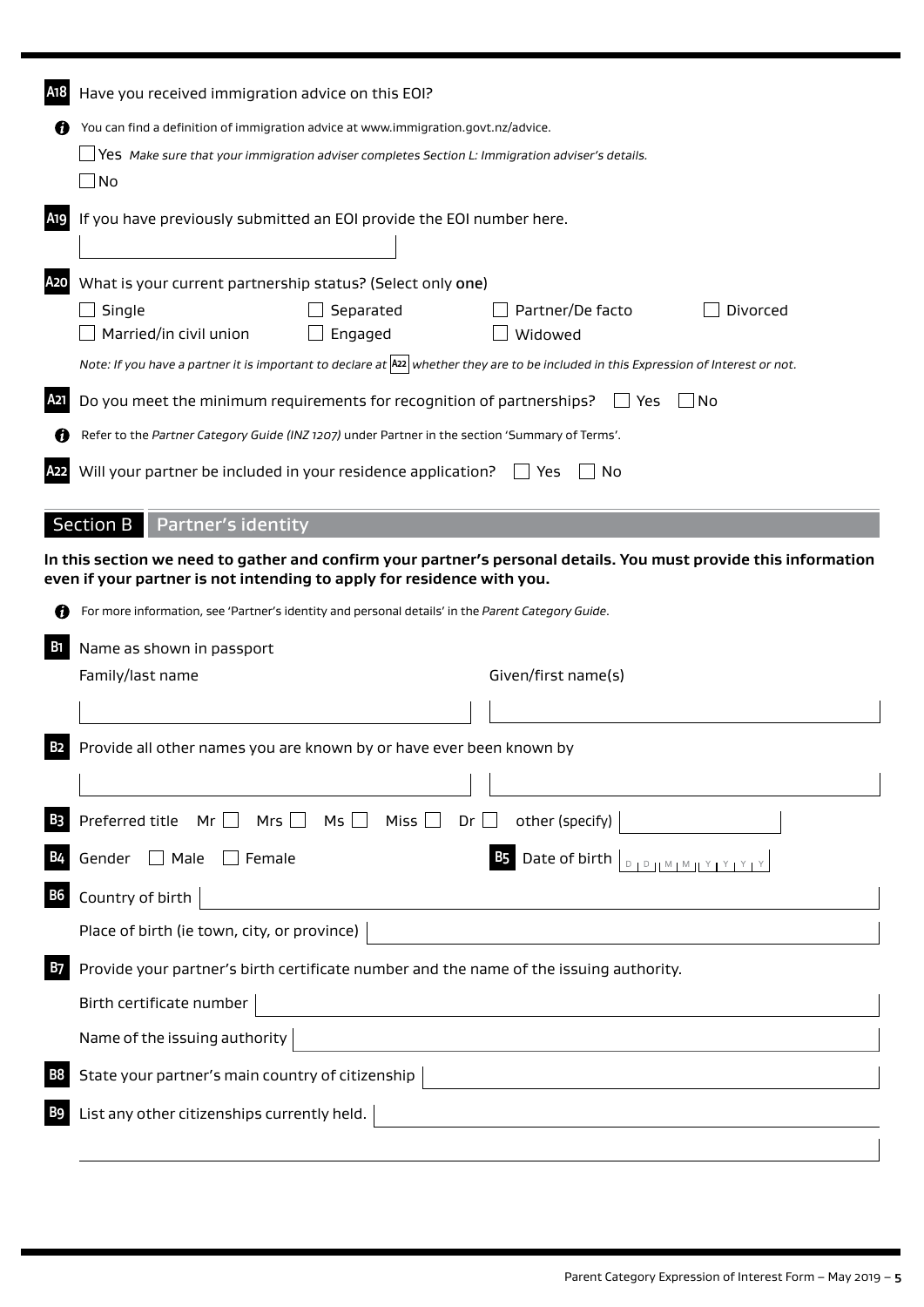**A18** Have you received immigration advice on this EOI?

ℹ You can find a definition of immigration advice at www.immigration.govt.nz/advice.

☐ Yes *Make sure that your immigration adviser completes Section L: Immigration adviser's details.*

☐ No

**A19** If you have previously submitted an EOI provide the EOI number here.

**A20** What is your current partnership status? (Select only **one**)

☐ Single ☐ Separated ☐ Partner/De facto ☐ Divorced

☐ Married/in civil union ☐ Engaged ☐ Widowed

*Note: If you have a partner it is important to declare at* **A22** *whether they are to be included in this Expression of Interest or not.*

**A21** Do you meet the minimum requirements for recognition of partnerships? ☐ Yes ☐ No

ℹ Refer to the *Partner Category Guide (INZ 1207)* under Partner in the section 'Summary of Terms'.

**A22** Will your partner be included in your residence application? ☐ Yes ☐ No

## Section B Partner's identity

**In this section we need to gather and confirm your partner's personal details. You must provide this information even if your partner is not intending to apply for residence with you.**

ℹ For more information, see 'Partner's identity and personal details' in the *Parent Category Guide*.

**B1** Name as shown in passport

Family/last name

Given/first name(s)

**B2** Provide all other names you are known by or have ever been known by

**B3** Preferred title Mr ☐ Mrs ☐ Ms ☐ Miss ☐ Dr ☐ other (specify)

**B4** Gender ☐ Male ☐ Female

**B5** Date of birth D D M M Y Y Y Y

**B6** Country of birth

Place of birth (ie town, city, or province)

**B7** Provide your partner's birth certificate number and the name of the issuing authority.

Birth certificate number

Name of the issuing authority

**B8** State your partner's main country of citizenship

**B9** List any other citizenships currently held.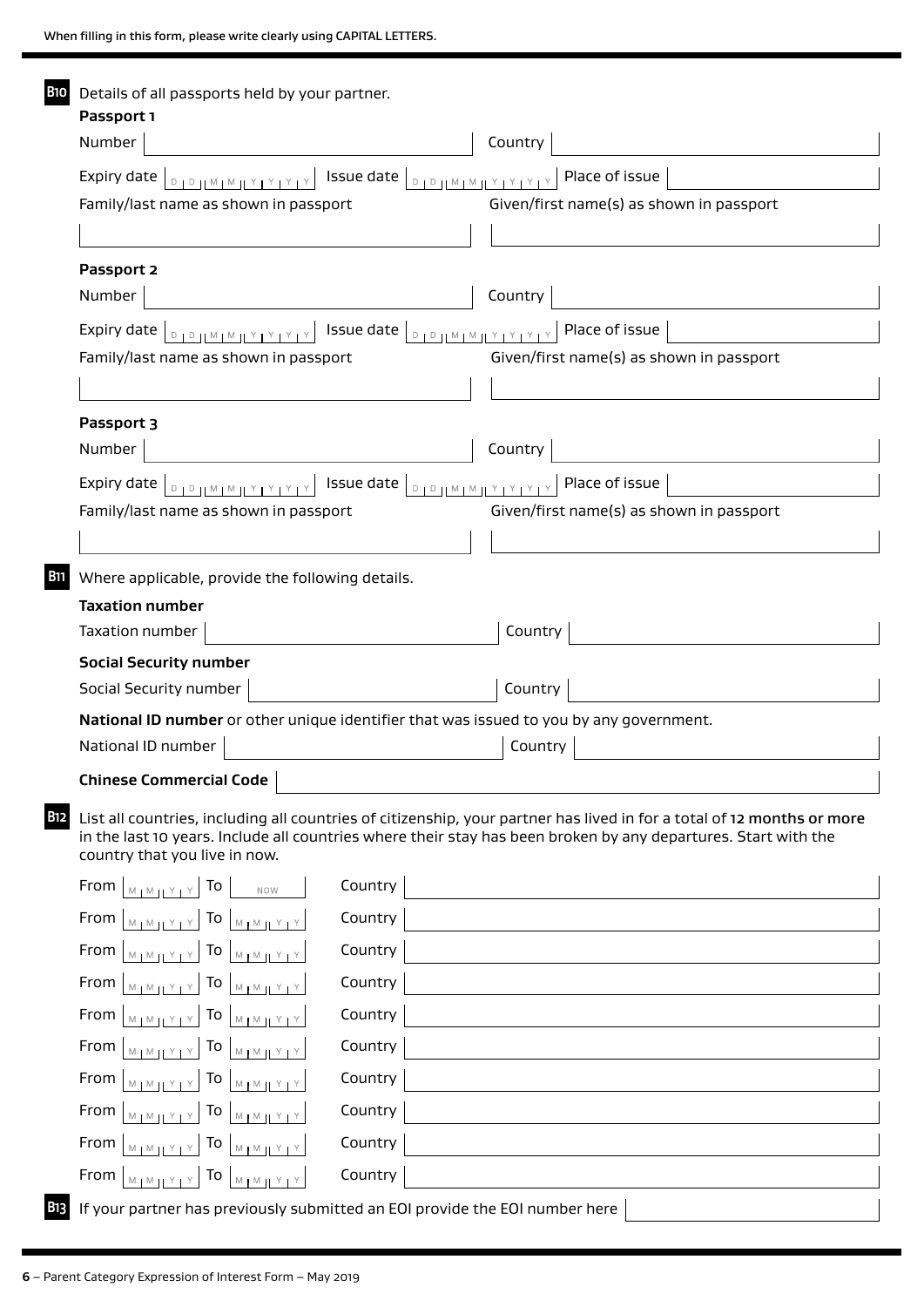When filling in this form, please write clearly using CAPITAL LETTERS.

**B10** Details of all passports held by your partner.

**Passport 1**

Number | Country

Expiry date DD MM YYYY | Issue date DD MM YYYY | Place of issue

Family/last name as shown in passport | Given/first name(s) as shown in passport

**Passport 2**

Number | Country

Expiry date DD MM YYYY | Issue date DD MM YYYY | Place of issue

Family/last name as shown in passport | Given/first name(s) as shown in passport

**Passport 3**

Number | Country

Expiry date DD MM YYYY | Issue date DD MM YYYY | Place of issue

Family/last name as shown in passport | Given/first name(s) as shown in passport

**B11** Where applicable, provide the following details.

**Taxation number**

Taxation number | Country

**Social Security number**

Social Security number | Country

**National ID number** or other unique identifier that was issued to you by any government.

National ID number | Country

**Chinese Commercial Code**

**B12** List all countries, including all countries of citizenship, your partner has lived in for a total of **12 months or more** in the last 10 years. Include all countries where their stay has been broken by any departures. Start with the country that you live in now.

| From | To | Country |
| --- | --- | --- |
| MM YY | NOW | |
| MM YY | MM YY | |
| MM YY | MM YY | |
| MM YY | MM YY | |
| MM YY | MM YY | |
| MM YY | MM YY | |
| MM YY | MM YY | |
| MM YY | MM YY | |
| MM YY | MM YY | |
| MM YY | MM YY | |

**B13** If your partner has previously submitted an EOI provide the EOI number here

**6** – Parent Category Expression of Interest Form – May 2019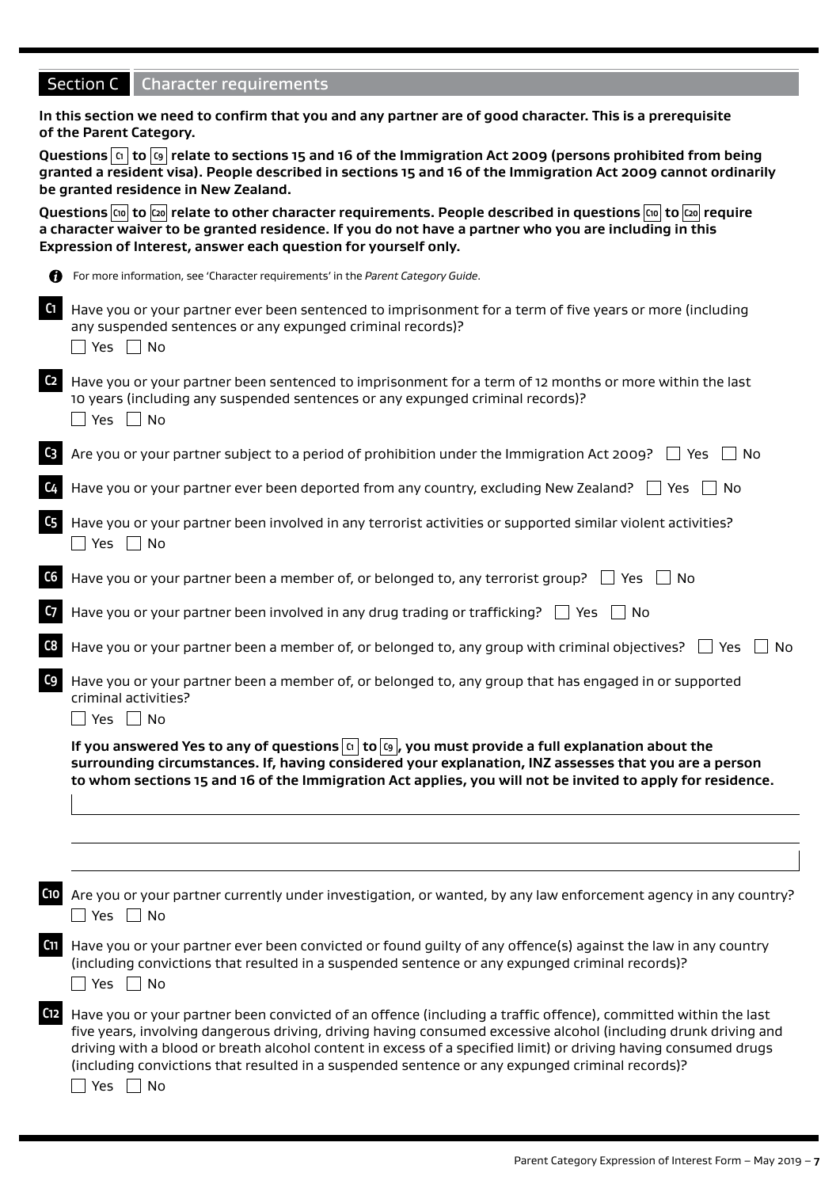## Section C Character requirements

**In this section we need to confirm that you and any partner are of good character. This is a prerequisite of the Parent Category.**

**Questions C1 to C9 relate to sections 15 and 16 of the Immigration Act 2009 (persons prohibited from being granted a resident visa). People described in sections 15 and 16 of the Immigration Act 2009 cannot ordinarily be granted residence in New Zealand.**

**Questions C10 to C20 relate to other character requirements. People described in questions C10 to C20 require a character waiver to be granted residence. If you do not have a partner who you are including in this Expression of Interest, answer each question for yourself only.**

For more information, see 'Character requirements' in the *Parent Category Guide*.

**C1** Have you or your partner ever been sentenced to imprisonment for a term of five years or more (including any suspended sentences or any expunged criminal records)?
☐ Yes ☐ No

**C2** Have you or your partner been sentenced to imprisonment for a term of 12 months or more within the last 10 years (including any suspended sentences or any expunged criminal records)?
☐ Yes ☐ No

**C3** Are you or your partner subject to a period of prohibition under the Immigration Act 2009? ☐ Yes ☐ No

**C4** Have you or your partner ever been deported from any country, excluding New Zealand? ☐ Yes ☐ No

**C5** Have you or your partner been involved in any terrorist activities or supported similar violent activities?
☐ Yes ☐ No

**C6** Have you or your partner been a member of, or belonged to, any terrorist group? ☐ Yes ☐ No

**C7** Have you or your partner been involved in any drug trading or trafficking? ☐ Yes ☐ No

**C8** Have you or your partner been a member of, or belonged to, any group with criminal objectives? ☐ Yes ☐ No

**C9** Have you or your partner been a member of, or belonged to, any group that has engaged in or supported criminal activities?
☐ Yes ☐ No

**If you answered Yes to any of questions C1 to C9, you must provide a full explanation about the surrounding circumstances. If, having considered your explanation, INZ assesses that you are a person to whom sections 15 and 16 of the Immigration Act applies, you will not be invited to apply for residence.**

**C10** Are you or your partner currently under investigation, or wanted, by any law enforcement agency in any country?
☐ Yes ☐ No

**C11** Have you or your partner ever been convicted or found guilty of any offence(s) against the law in any country (including convictions that resulted in a suspended sentence or any expunged criminal records)?
☐ Yes ☐ No

**C12** Have you or your partner been convicted of an offence (including a traffic offence), committed within the last five years, involving dangerous driving, driving having consumed excessive alcohol (including drunk driving and driving with a blood or breath alcohol content in excess of a specified limit) or driving having consumed drugs (including convictions that resulted in a suspended sentence or any expunged criminal records)?
☐ Yes ☐ No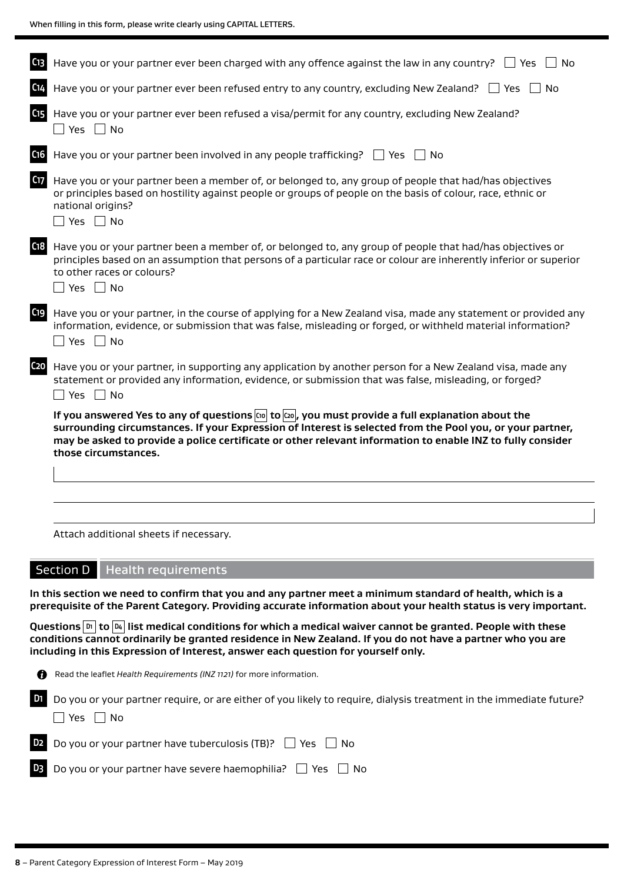When filling in this form, please write clearly using CAPITAL LETTERS.

**C13** Have you or your partner ever been charged with any offence against the law in any country? ☐ Yes ☐ No

**C14** Have you or your partner ever been refused entry to any country, excluding New Zealand? ☐ Yes ☐ No

**C15** Have you or your partner ever been refused a visa/permit for any country, excluding New Zealand?
☐ Yes ☐ No

**C16** Have you or your partner been involved in any people trafficking? ☐ Yes ☐ No

**C17** Have you or your partner been a member of, or belonged to, any group of people that had/has objectives or principles based on hostility against people or groups of people on the basis of colour, race, ethnic or national origins?
☐ Yes ☐ No

**C18** Have you or your partner been a member of, or belonged to, any group of people that had/has objectives or principles based on an assumption that persons of a particular race or colour are inherently inferior or superior to other races or colours?
☐ Yes ☐ No

**C19** Have you or your partner, in the course of applying for a New Zealand visa, made any statement or provided any information, evidence, or submission that was false, misleading or forged, or withheld material information?
☐ Yes ☐ No

**C20** Have you or your partner, in supporting any application by another person for a New Zealand visa, made any statement or provided any information, evidence, or submission that was false, misleading, or forged?
☐ Yes ☐ No

**If you answered Yes to any of questions C10 to C20, you must provide a full explanation about the surrounding circumstances. If your Expression of Interest is selected from the Pool you, or your partner, may be asked to provide a police certificate or other relevant information to enable INZ to fully consider those circumstances.**

Attach additional sheets if necessary.

## Section D Health requirements

**In this section we need to confirm that you and any partner meet a minimum standard of health, which is a prerequisite of the Parent Category. Providing accurate information about your health status is very important.**

**Questions D1 to D4 list medical conditions for which a medical waiver cannot be granted. People with these conditions cannot ordinarily be granted residence in New Zealand. If you do not have a partner who you are including in this Expression of Interest, answer each question for yourself only.**

Read the leaflet *Health Requirements (INZ 1121)* for more information.

**D1** Do you or your partner require, or are either of you likely to require, dialysis treatment in the immediate future?
☐ Yes ☐ No

**D2** Do you or your partner have tuberculosis (TB)? ☐ Yes ☐ No

**D3** Do you or your partner have severe haemophilia? ☐ Yes ☐ No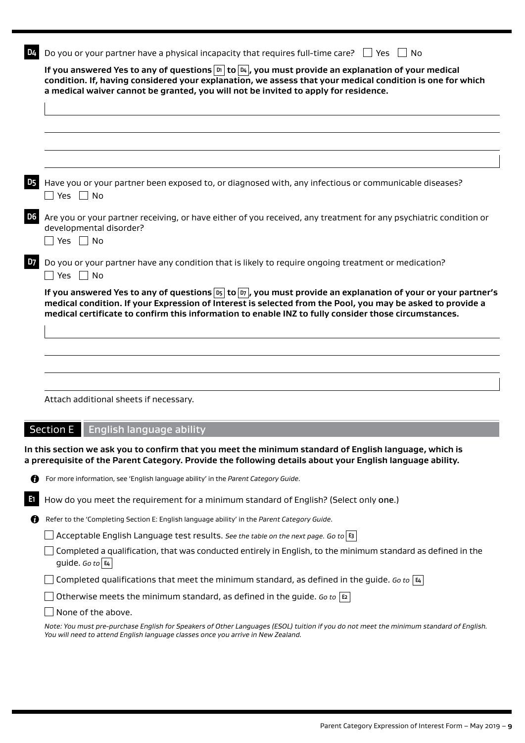**D4** Do you or your partner have a physical incapacity that requires full-time care? ☐ Yes ☐ No

**If you answered Yes to any of questions D1 to D4, you must provide an explanation of your medical condition. If, having considered your explanation, we assess that your medical condition is one for which a medical waiver cannot be granted, you will not be invited to apply for residence.**

**D5** Have you or your partner been exposed to, or diagnosed with, any infectious or communicable diseases?
☐ Yes ☐ No

**D6** Are you or your partner receiving, or have either of you received, any treatment for any psychiatric condition or developmental disorder?
☐ Yes ☐ No

**D7** Do you or your partner have any condition that is likely to require ongoing treatment or medication?
☐ Yes ☐ No

**If you answered Yes to any of questions D5 to D7, you must provide an explanation of your or your partner's medical condition. If your Expression of Interest is selected from the Pool, you may be asked to provide a medical certificate to confirm this information to enable INZ to fully consider those circumstances.**

Attach additional sheets if necessary.

## Section E English language ability

**In this section we ask you to confirm that you meet the minimum standard of English language, which is a prerequisite of the Parent Category. Provide the following details about your English language ability.**

For more information, see 'English language ability' in the *Parent Category Guide*.

**E1** How do you meet the requirement for a minimum standard of English? (Select only one.)

Refer to the 'Completing Section E: English language ability' in the *Parent Category Guide*.

☐ Acceptable English Language test results. *See the table on the next page. Go to* E3

☐ Completed a qualification, that was conducted entirely in English, to the minimum standard as defined in the guide. *Go to* E4

☐ Completed qualifications that meet the minimum standard, as defined in the guide. *Go to* E4

☐ Otherwise meets the minimum standard, as defined in the guide. *Go to* E2

☐ None of the above.

*Note: You must pre-purchase English for Speakers of Other Languages (ESOL) tuition if you do not meet the minimum standard of English. You will need to attend English language classes once you arrive in New Zealand.*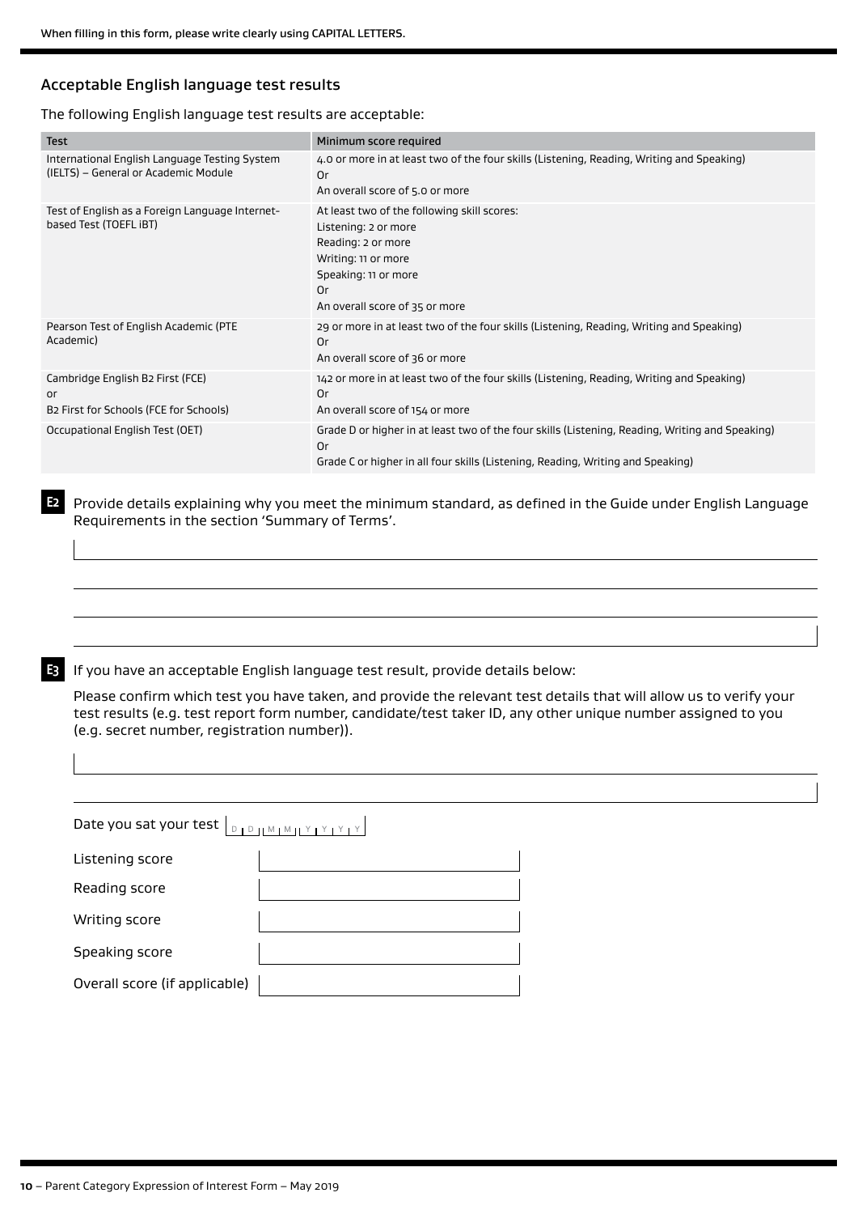When filling in this form, please write clearly using CAPITAL LETTERS.

## Acceptable English language test results

The following English language test results are acceptable:

| Test | Minimum score required |
|---|---|
| International English Language Testing System (IELTS) – General or Academic Module | 4.0 or more in at least two of the four skills (Listening, Reading, Writing and Speaking)<br>Or<br>An overall score of 5.0 or more |
| Test of English as a Foreign Language Internet-based Test (TOEFL iBT) | At least two of the following skill scores:<br>Listening: 2 or more<br>Reading: 2 or more<br>Writing: 11 or more<br>Speaking: 11 or more<br>Or<br>An overall score of 35 or more |
| Pearson Test of English Academic (PTE Academic) | 29 or more in at least two of the four skills (Listening, Reading, Writing and Speaking)<br>Or<br>An overall score of 36 or more |
| Cambridge English B2 First (FCE)<br>or<br>B2 First for Schools (FCE for Schools) | 142 or more in at least two of the four skills (Listening, Reading, Writing and Speaking)<br>Or<br>An overall score of 154 or more |
| Occupational English Test (OET) | Grade D or higher in at least two of the four skills (Listening, Reading, Writing and Speaking)<br>Or<br>Grade C or higher in all four skills (Listening, Reading, Writing and Speaking) |

**E2** Provide details explaining why you meet the minimum standard, as defined in the Guide under English Language Requirements in the section 'Summary of Terms'.

______________________________________________

______________________________________________

______________________________________________

______________________________________________

**E3** If you have an acceptable English language test result, provide details below:

Please confirm which test you have taken, and provide the relevant test details that will allow us to verify your test results (e.g. test report form number, candidate/test taker ID, any other unique number assigned to you (e.g. secret number, registration number)).

______________________________________________

______________________________________________

Date you sat your test D D | M M | Y Y Y Y

Listening score ______________

Reading score ______________

Writing score ______________

Speaking score ______________

Overall score (if applicable) ______________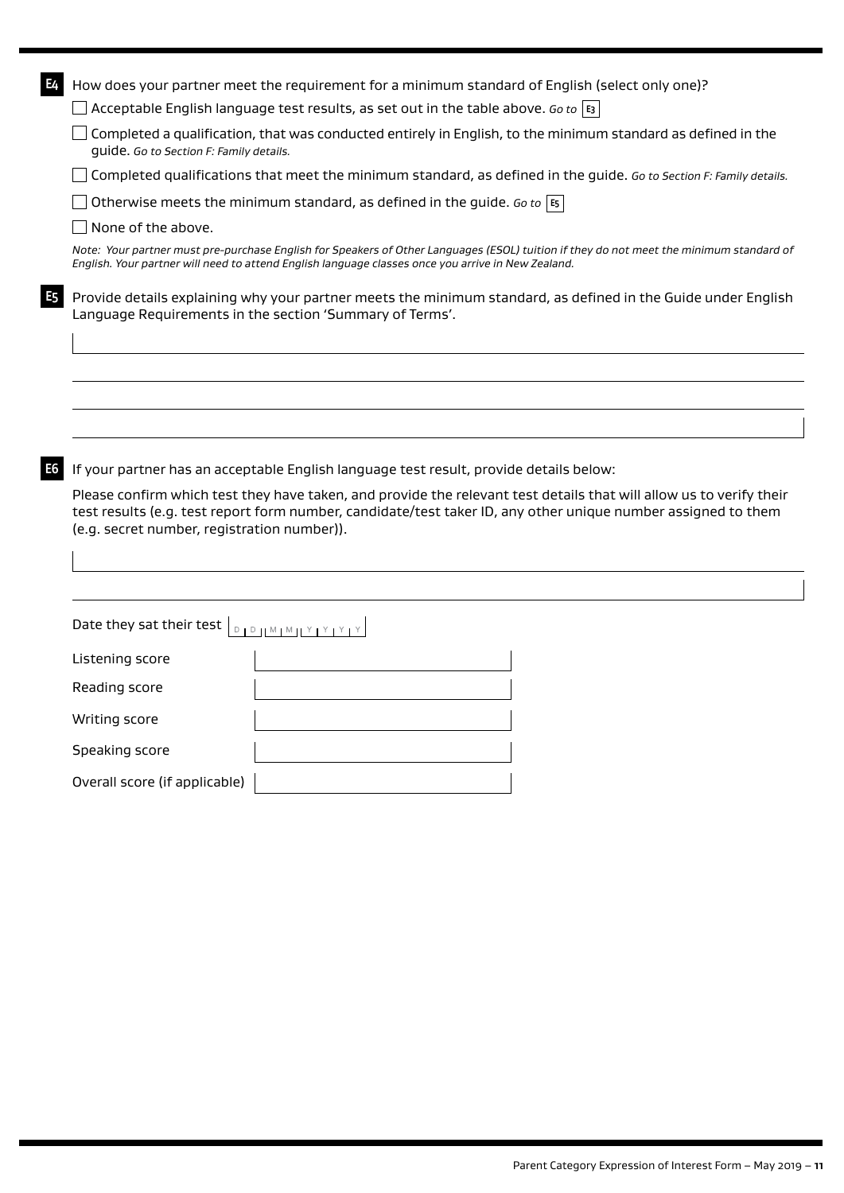**E4** How does your partner meet the requirement for a minimum standard of English (select only one)?

- ☐ Acceptable English language test results, as set out in the table above. *Go to* **E3**
- ☐ Completed a qualification, that was conducted entirely in English, to the minimum standard as defined in the guide. *Go to Section F: Family details.*
- ☐ Completed qualifications that meet the minimum standard, as defined in the guide. *Go to Section F: Family details.*
- ☐ Otherwise meets the minimum standard, as defined in the guide. *Go to* **E5**
- ☐ None of the above.

*Note: Your partner must pre-purchase English for Speakers of Other Languages (ESOL) tuition if they do not meet the minimum standard of English. Your partner will need to attend English language classes once you arrive in New Zealand.*

**E5** Provide details explaining why your partner meets the minimum standard, as defined in the Guide under English Language Requirements in the section 'Summary of Terms'.

**E6** If your partner has an acceptable English language test result, provide details below:

Please confirm which test they have taken, and provide the relevant test details that will allow us to verify their test results (e.g. test report form number, candidate/test taker ID, any other unique number assigned to them (e.g. secret number, registration number)).

Date they sat their test D D M M Y Y Y Y

Listening score

Reading score

Writing score

Speaking score

Overall score (if applicable)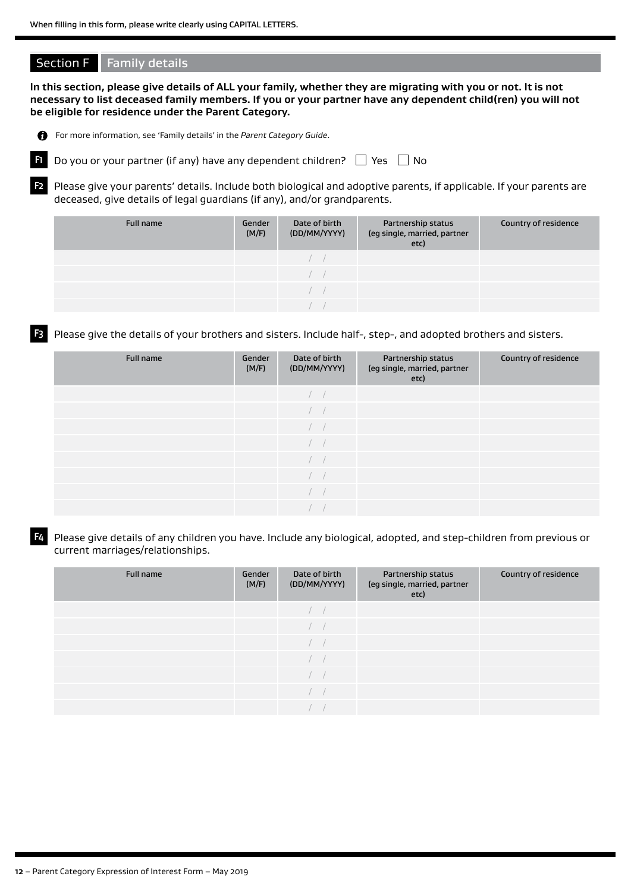When filling in this form, please write clearly using CAPITAL LETTERS.

## Section F Family details

**In this section, please give details of ALL your family, whether they are migrating with you or not. It is not necessary to list deceased family members. If you or your partner have any dependent child(ren) you will not be eligible for residence under the Parent Category.**

For more information, see 'Family details' in the *Parent Category Guide*.

**F1** Do you or your partner (if any) have any dependent children? ☐ Yes ☐ No

**F2** Please give your parents' details. Include both biological and adoptive parents, if applicable. If your parents are deceased, give details of legal guardians (if any), and/or grandparents.

| Full name | Gender (M/F) | Date of birth (DD/MM/YYYY) | Partnership status (eg single, married, partner etc) | Country of residence |
|---|---|---|---|---|
| | | / / | | |
| | | / / | | |
| | | / / | | |
| | | / / | | |

**F3** Please give the details of your brothers and sisters. Include half-, step-, and adopted brothers and sisters.

| Full name | Gender (M/F) | Date of birth (DD/MM/YYYY) | Partnership status (eg single, married, partner etc) | Country of residence |
|---|---|---|---|---|
| | | / / | | |
| | | / / | | |
| | | / / | | |
| | | / / | | |
| | | / / | | |
| | | / / | | |
| | | / / | | |
| | | / / | | |

**F4** Please give details of any children you have. Include any biological, adopted, and step-children from previous or current marriages/relationships.

| Full name | Gender (M/F) | Date of birth (DD/MM/YYYY) | Partnership status (eg single, married, partner etc) | Country of residence |
|---|---|---|---|---|
| | | / / | | |
| | | / / | | |
| | | / / | | |
| | | / / | | |
| | | / / | | |
| | | / / | | |
| | | / / | | |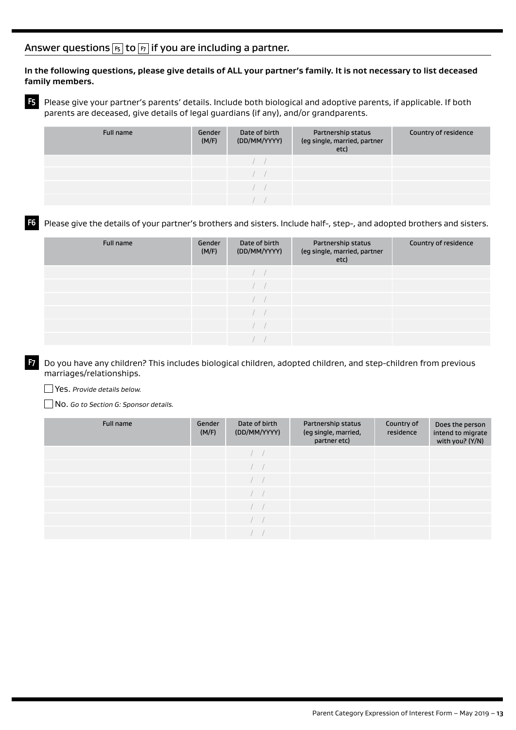## Answer questions F5 to F7 if you are including a partner.

**In the following questions, please give details of ALL your partner's family. It is not necessary to list deceased family members.**

**F5** Please give your partner's parents' details. Include both biological and adoptive parents, if applicable. If both parents are deceased, give details of legal guardians (if any), and/or grandparents.

| Full name | Gender (M/F) | Date of birth (DD/MM/YYYY) | Partnership status (eg single, married, partner etc) | Country of residence |
|---|---|---|---|---|
| | | / / | | |
| | | / / | | |
| | | / / | | |
| | | / / | | |

**F6** Please give the details of your partner's brothers and sisters. Include half-, step-, and adopted brothers and sisters.

| Full name | Gender (M/F) | Date of birth (DD/MM/YYYY) | Partnership status (eg single, married, partner etc) | Country of residence |
|---|---|---|---|---|
| | | / / | | |
| | | / / | | |
| | | / / | | |
| | | / / | | |
| | | / / | | |
| | | / / | | |

**F7** Do you have any children? This includes biological children, adopted children, and step-children from previous marriages/relationships.

☐ Yes. *Provide details below.*

☐ No. *Go to Section G: Sponsor details.*

| Full name | Gender (M/F) | Date of birth (DD/MM/YYYY) | Partnership status (eg single, married, partner etc) | Country of residence | Does the person intend to migrate with you? (Y/N) |
|---|---|---|---|---|---|
| | | / / | | | |
| | | / / | | | |
| | | / / | | | |
| | | / / | | | |
| | | / / | | | |
| | | / / | | | |
| | | / / | | | |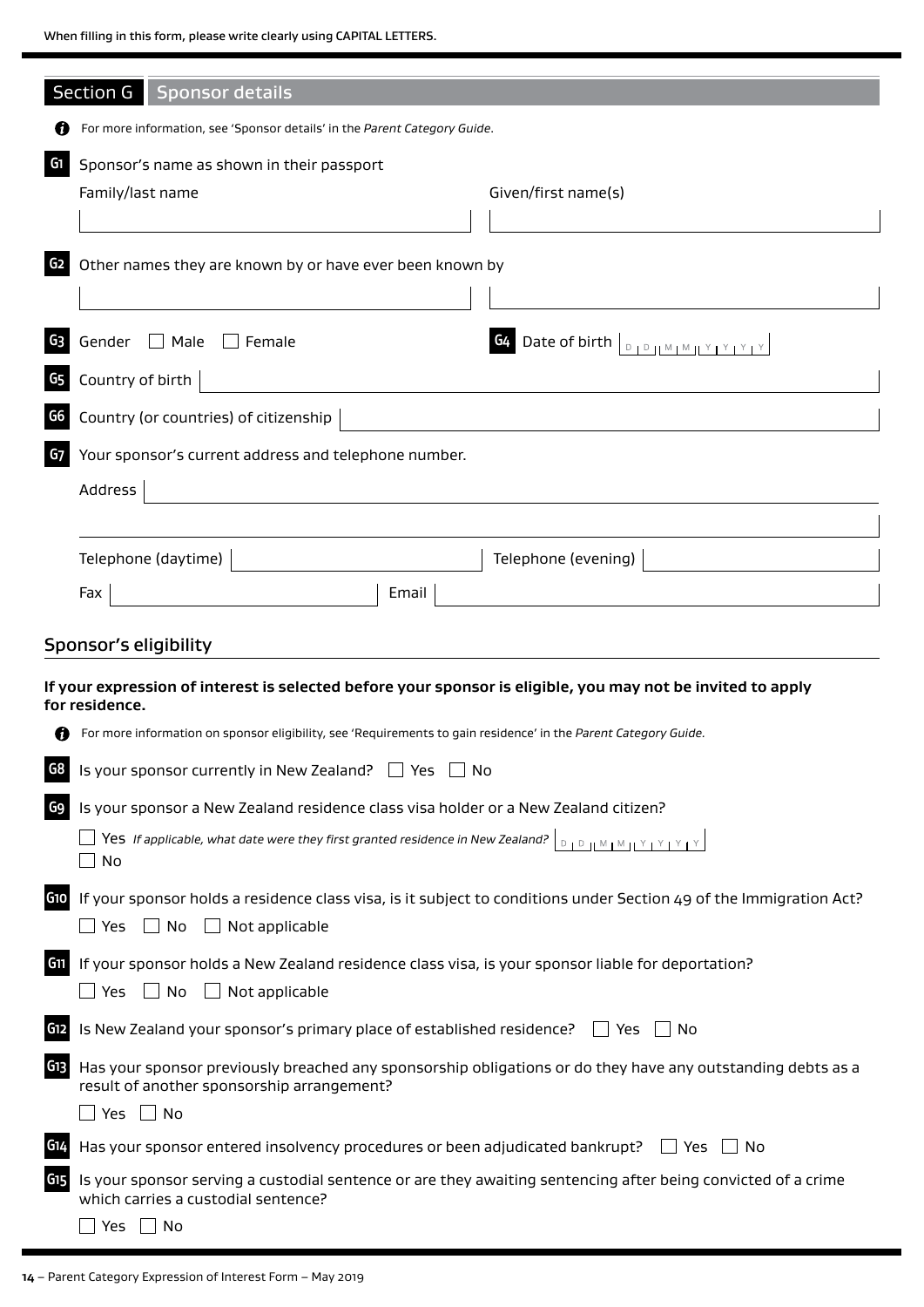When filling in this form, please write clearly using CAPITAL LETTERS.

## Section G Sponsor details

For more information, see 'Sponsor details' in the *Parent Category Guide*.

**G1** Sponsor's name as shown in their passport

Family/last name | Given/first name(s)

**G2** Other names they are known by or have ever been known by

**G3** Gender ☐ Male ☐ Female

**G4** Date of birth D D M M Y Y Y Y

**G5** Country of birth

**G6** Country (or countries) of citizenship

**G7** Your sponsor's current address and telephone number.

Address

Telephone (daytime) | Telephone (evening)

Fax | Email

### Sponsor's eligibility

**If your expression of interest is selected before your sponsor is eligible, you may not be invited to apply for residence.**

For more information on sponsor eligibility, see 'Requirements to gain residence' in the *Parent Category Guide.*

**G8** Is your sponsor currently in New Zealand? ☐ Yes ☐ No

**G9** Is your sponsor a New Zealand residence class visa holder or a New Zealand citizen?

☐ Yes *If applicable, what date were they first granted residence in New Zealand?* D D M M Y Y Y Y

☐ No

**G10** If your sponsor holds a residence class visa, is it subject to conditions under Section 49 of the Immigration Act?

☐ Yes ☐ No ☐ Not applicable

**G11** If your sponsor holds a New Zealand residence class visa, is your sponsor liable for deportation?

☐ Yes ☐ No ☐ Not applicable

**G12** Is New Zealand your sponsor's primary place of established residence? ☐ Yes ☐ No

**G13** Has your sponsor previously breached any sponsorship obligations or do they have any outstanding debts as a result of another sponsorship arrangement?

☐ Yes ☐ No

**G14** Has your sponsor entered insolvency procedures or been adjudicated bankrupt? ☐ Yes ☐ No

**G15** Is your sponsor serving a custodial sentence or are they awaiting sentencing after being convicted of a crime which carries a custodial sentence?

☐ Yes ☐ No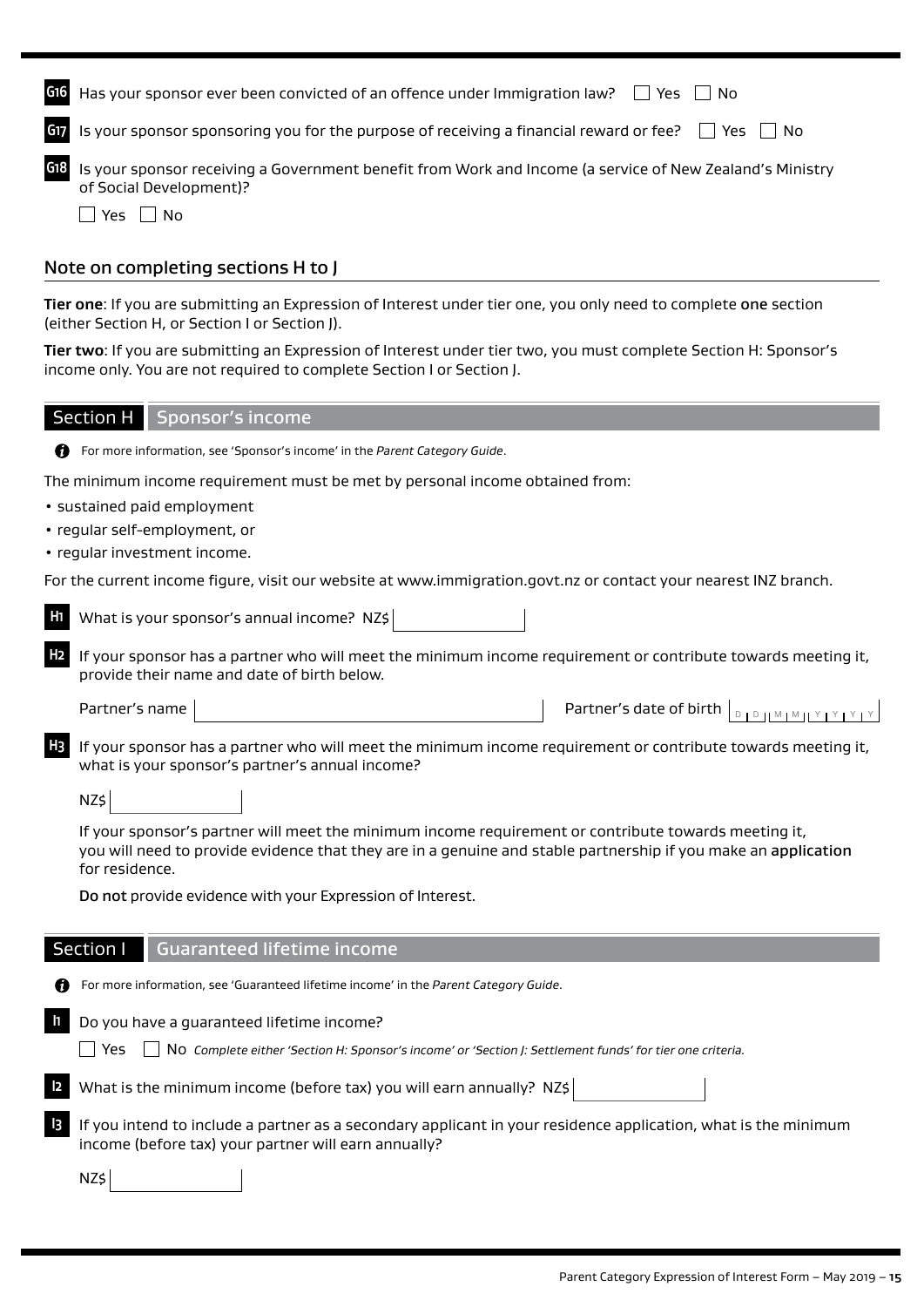**G16** Has your sponsor ever been convicted of an offence under Immigration law? ☐ Yes ☐ No

**G17** Is your sponsor sponsoring you for the purpose of receiving a financial reward or fee? ☐ Yes ☐ No

**G18** Is your sponsor receiving a Government benefit from Work and Income (a service of New Zealand's Ministry of Social Development)?

☐ Yes ☐ No

## Note on completing sections H to J

**Tier one**: If you are submitting an Expression of Interest under tier one, you only need to complete **one** section (either Section H, or Section I or Section J).

**Tier two**: If you are submitting an Expression of Interest under tier two, you must complete Section H: Sponsor's income only. You are not required to complete Section I or Section J.

## Section H Sponsor's income

For more information, see 'Sponsor's income' in the *Parent Category Guide*.

The minimum income requirement must be met by personal income obtained from:

- sustained paid employment
- regular self-employment, or
- regular investment income.

For the current income figure, visit our website at www.immigration.govt.nz or contact your nearest INZ branch.

**H1** What is your sponsor's annual income? NZ$

**H2** If your sponsor has a partner who will meet the minimum income requirement or contribute towards meeting it, provide their name and date of birth below.

Partner's name | Partner's date of birth DD MM YYYY

**H3** If your sponsor has a partner who will meet the minimum income requirement or contribute towards meeting it, what is your sponsor's partner's annual income?

NZ$

If your sponsor's partner will meet the minimum income requirement or contribute towards meeting it, you will need to provide evidence that they are in a genuine and stable partnership if you make an **application** for residence.

**Do not** provide evidence with your Expression of Interest.

## Section I Guaranteed lifetime income

For more information, see 'Guaranteed lifetime income' in the *Parent Category Guide*.

**I1** Do you have a guaranteed lifetime income?

☐ Yes ☐ No *Complete either 'Section H: Sponsor's income' or 'Section J: Settlement funds' for tier one criteria.*

**I2** What is the minimum income (before tax) you will earn annually? NZ$

**I3** If you intend to include a partner as a secondary applicant in your residence application, what is the minimum income (before tax) your partner will earn annually?

NZ$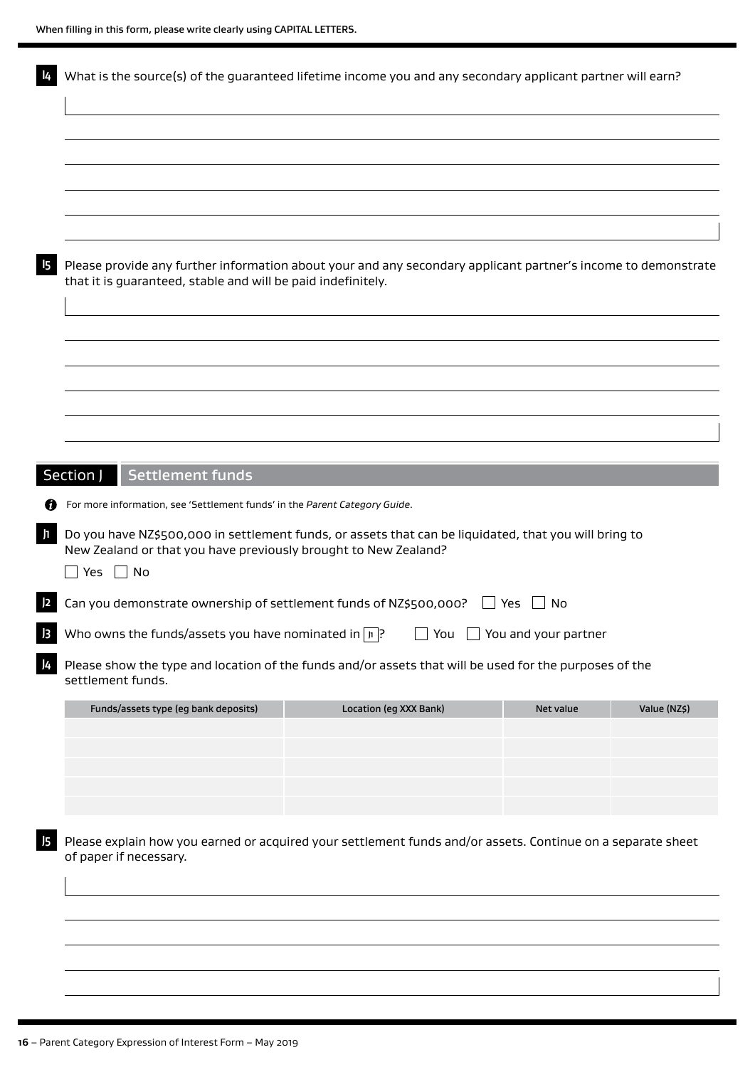When filling in this form, please write clearly using CAPITAL LETTERS.

**I4** What is the source(s) of the guaranteed lifetime income you and any secondary applicant partner will earn?

**I5** Please provide any further information about your and any secondary applicant partner's income to demonstrate that it is guaranteed, stable and will be paid indefinitely.

## Section J Settlement funds

For more information, see 'Settlement funds' in the *Parent Category Guide*.

**J1** Do you have NZ$500,000 in settlement funds, or assets that can be liquidated, that you will bring to New Zealand or that you have previously brought to New Zealand?

☐ Yes ☐ No

**J2** Can you demonstrate ownership of settlement funds of NZ$500,000? ☐ Yes ☐ No

**J3** Who owns the funds/assets you have nominated in J1? ☐ You ☐ You and your partner

**J4** Please show the type and location of the funds and/or assets that will be used for the purposes of the settlement funds.

| Funds/assets type (eg bank deposits) | Location (eg XXX Bank) | Net value | Value (NZ$) |
|---|---|---|---|
| | | | |
| | | | |
| | | | |
| | | | |
| | | | |

**J5** Please explain how you earned or acquired your settlement funds and/or assets. Continue on a separate sheet of paper if necessary.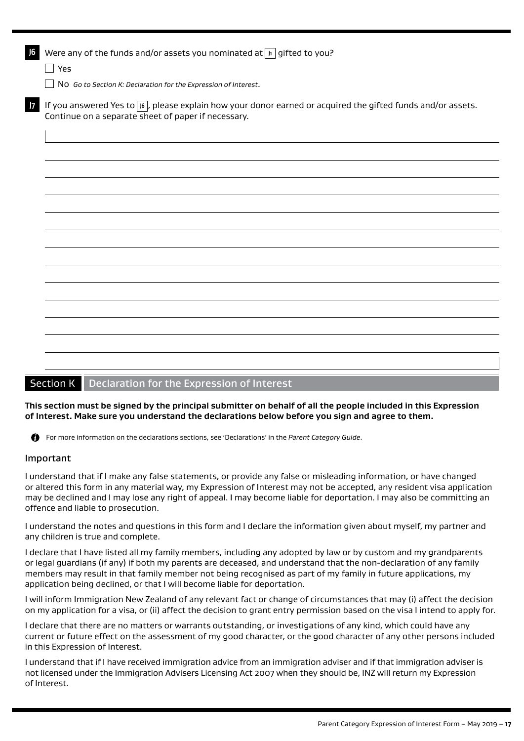**J6** Were any of the funds and/or assets you nominated at J1 gifted to you?

☐ Yes

☐ No *Go to Section K: Declaration for the Expression of Interest*.

**J7** If you answered Yes to J6, please explain how your donor earned or acquired the gifted funds and/or assets. Continue on a separate sheet of paper if necessary.

## Section K Declaration for the Expression of Interest

**This section must be signed by the principal submitter on behalf of all the people included in this Expression of Interest. Make sure you understand the declarations below before you sign and agree to them.**

For more information on the declarations sections, see 'Declarations' in the *Parent Category Guide*.

### Important

I understand that if I make any false statements, or provide any false or misleading information, or have changed or altered this form in any material way, my Expression of Interest may not be accepted, any resident visa application may be declined and I may lose any right of appeal. I may become liable for deportation. I may also be committing an offence and liable to prosecution.

I understand the notes and questions in this form and I declare the information given about myself, my partner and any children is true and complete.

I declare that I have listed all my family members, including any adopted by law or by custom and my grandparents or legal guardians (if any) if both my parents are deceased, and understand that the non-declaration of any family members may result in that family member not being recognised as part of my family in future applications, my application being declined, or that I will become liable for deportation.

I will inform Immigration New Zealand of any relevant fact or change of circumstances that may (i) affect the decision on my application for a visa, or (ii) affect the decision to grant entry permission based on the visa I intend to apply for.

I declare that there are no matters or warrants outstanding, or investigations of any kind, which could have any current or future effect on the assessment of my good character, or the good character of any other persons included in this Expression of Interest.

I understand that if I have received immigration advice from an immigration adviser and if that immigration adviser is not licensed under the Immigration Advisers Licensing Act 2007 when they should be, INZ will return my Expression of Interest.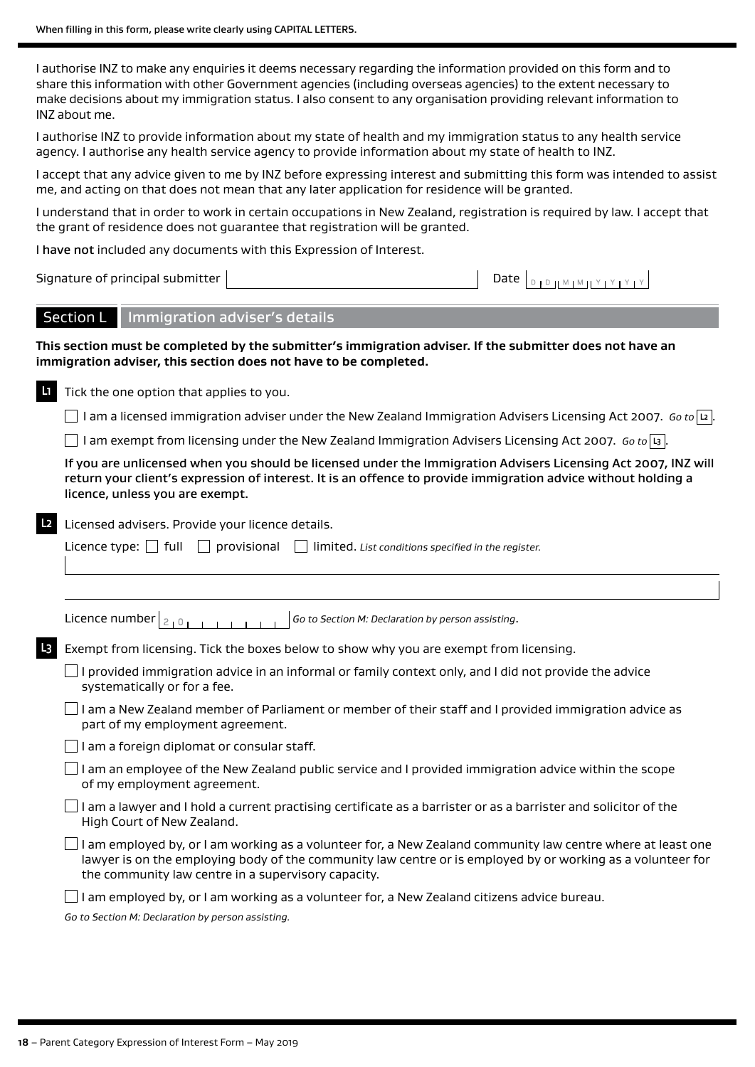I authorise INZ to make any enquiries it deems necessary regarding the information provided on this form and to share this information with other Government agencies (including overseas agencies) to the extent necessary to make decisions about my immigration status. I also consent to any organisation providing relevant information to INZ about me.

I authorise INZ to provide information about my state of health and my immigration status to any health service agency. I authorise any health service agency to provide information about my state of health to INZ.

I accept that any advice given to me by INZ before expressing interest and submitting this form was intended to assist me, and acting on that does not mean that any later application for residence will be granted.

I understand that in order to work in certain occupations in New Zealand, registration is required by law. I accept that the grant of residence does not guarantee that registration will be granted.

I **have not** included any documents with this Expression of Interest.

Signature of principal submitter ______________________ Date DD MM YYYY

## Section L Immigration adviser's details

**This section must be completed by the submitter's immigration adviser. If the submitter does not have an immigration adviser, this section does not have to be completed.**

**L1** Tick the one option that applies to you.

- ☐ I am a licensed immigration adviser under the New Zealand Immigration Advisers Licensing Act 2007. *Go to* L2.
- ☐ I am exempt from licensing under the New Zealand Immigration Advisers Licensing Act 2007. *Go to* L3.

**If you are unlicensed when you should be licensed under the Immigration Advisers Licensing Act 2007, INZ will return your client's expression of interest. It is an offence to provide immigration advice without holding a licence, unless you are exempt.**

**L2** Licensed advisers. Provide your licence details.

Licence type: ☐ full ☐ provisional ☐ limited. *List conditions specified in the register.*

______________________

______________________

Licence number 20________ *Go to Section M: Declaration by person assisting*.

**L3** Exempt from licensing. Tick the boxes below to show why you are exempt from licensing.

- ☐ I provided immigration advice in an informal or family context only, and I did not provide the advice systematically or for a fee.
- ☐ I am a New Zealand member of Parliament or member of their staff and I provided immigration advice as part of my employment agreement.
- ☐ I am a foreign diplomat or consular staff.
- ☐ I am an employee of the New Zealand public service and I provided immigration advice within the scope of my employment agreement.
- ☐ I am a lawyer and I hold a current practising certificate as a barrister or as a barrister and solicitor of the High Court of New Zealand.
- ☐ I am employed by, or I am working as a volunteer for, a New Zealand community law centre where at least one lawyer is on the employing body of the community law centre or is employed by or working as a volunteer for the community law centre in a supervisory capacity.
- ☐ I am employed by, or I am working as a volunteer for, a New Zealand citizens advice bureau.

*Go to Section M: Declaration by person assisting.*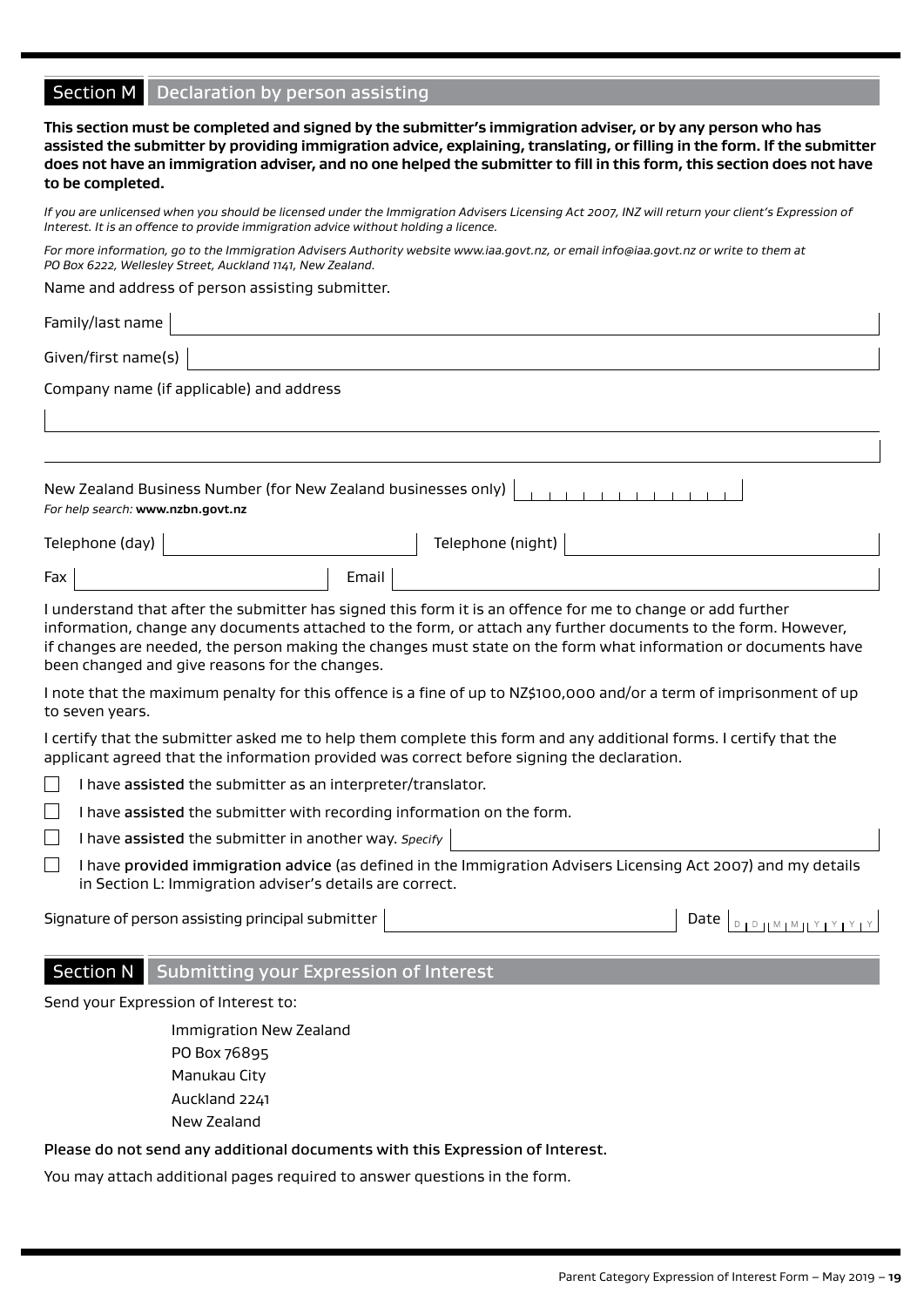## Section M Declaration by person assisting

**This section must be completed and signed by the submitter's immigration adviser, or by any person who has assisted the submitter by providing immigration advice, explaining, translating, or filling in the form. If the submitter does not have an immigration adviser, and no one helped the submitter to fill in this form, this section does not have to be completed.**

*If you are unlicensed when you should be licensed under the Immigration Advisers Licensing Act 2007, INZ will return your client's Expression of Interest. It is an offence to provide immigration advice without holding a licence.*

*For more information, go to the Immigration Advisers Authority website www.iaa.govt.nz, or email info@iaa.govt.nz or write to them at PO Box 6222, Wellesley Street, Auckland 1141, New Zealand.*

Name and address of person assisting submitter.

Family/last name

Given/first name(s)

Company name (if applicable) and address

New Zealand Business Number (for New Zealand businesses only)

*For help search:* **www.nzbn.govt.nz**

Telephone (day) Telephone (night)

Fax Email

I understand that after the submitter has signed this form it is an offence for me to change or add further information, change any documents attached to the form, or attach any further documents to the form. However, if changes are needed, the person making the changes must state on the form what information or documents have been changed and give reasons for the changes.

I note that the maximum penalty for this offence is a fine of up to NZ$100,000 and/or a term of imprisonment of up to seven years.

I certify that the submitter asked me to help them complete this form and any additional forms. I certify that the applicant agreed that the information provided was correct before signing the declaration.

- ☐ I have **assisted** the submitter as an interpreter/translator.
- ☐ I have **assisted** the submitter with recording information on the form.
- ☐ I have **assisted** the submitter in another way. *Specify*
- ☐ I have **provided immigration advice** (as defined in the Immigration Advisers Licensing Act 2007) and my details in Section L: Immigration adviser's details are correct.

Signature of person assisting principal submitter Date D D M M Y Y Y Y

## Section N Submitting your Expression of Interest

Send your Expression of Interest to:

Immigration New Zealand
PO Box 76895
Manukau City
Auckland 2241
New Zealand

**Please do not send any additional documents with this Expression of Interest.**

You may attach additional pages required to answer questions in the form.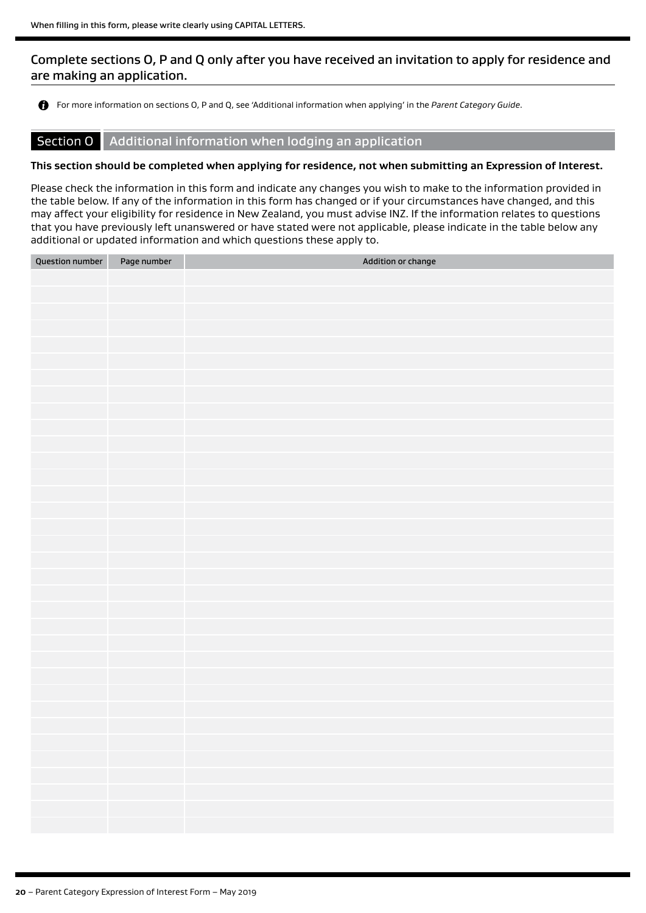When filling in this form, please write clearly using CAPITAL LETTERS.

## Complete sections O, P and Q only after you have received an invitation to apply for residence and are making an application.

For more information on sections O, P and Q, see 'Additional information when applying' in the *Parent Category Guide*.

## Section O Additional information when lodging an application

**This section should be completed when applying for residence, not when submitting an Expression of Interest.**

Please check the information in this form and indicate any changes you wish to make to the information provided in the table below. If any of the information in this form has changed or if your circumstances have changed, and this may affect your eligibility for residence in New Zealand, you must advise INZ. If the information relates to questions that you have previously left unanswered or have stated were not applicable, please indicate in the table below any additional or updated information and which questions these apply to.

| Question number | Page number | Addition or change |
|---|---|---|
| | | |
| | | |
| | | |
| | | |
| | | |
| | | |
| | | |
| | | |
| | | |
| | | |
| | | |
| | | |
| | | |
| | | |
| | | |
| | | |
| | | |
| | | |
| | | |
| | | |
| | | |
| | | |
| | | |
| | | |
| | | |
| | | |
| | | |
| | | |
| | | |
| | | |
| | | |
| | | |
| | | |
| | | |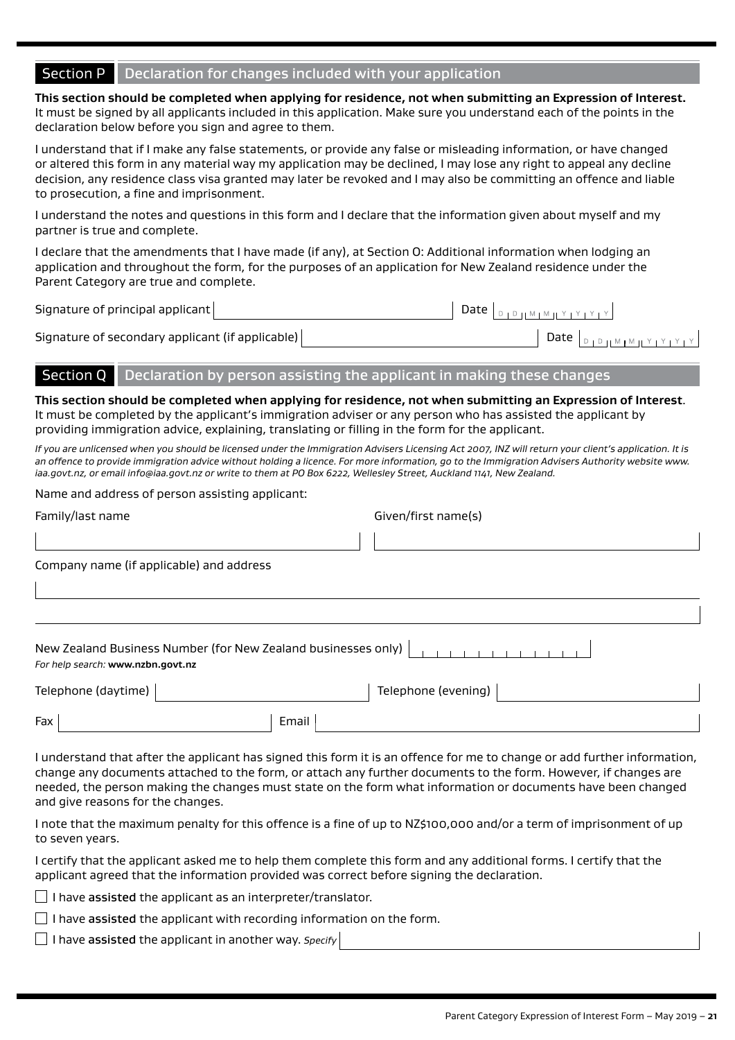## Section P Declaration for changes included with your application

**This section should be completed when applying for residence, not when submitting an Expression of Interest.** It must be signed by all applicants included in this application. Make sure you understand each of the points in the declaration below before you sign and agree to them.

I understand that if I make any false statements, or provide any false or misleading information, or have changed or altered this form in any material way my application may be declined, I may lose any right to appeal any decline decision, any residence class visa granted may later be revoked and I may also be committing an offence and liable to prosecution, a fine and imprisonment.

I understand the notes and questions in this form and I declare that the information given about myself and my partner is true and complete.

I declare that the amendments that I have made (if any), at Section O: Additional information when lodging an application and throughout the form, for the purposes of an application for New Zealand residence under the Parent Category are true and complete.

Signature of principal applicant ______________________ Date DD MM YYYY

Signature of secondary applicant (if applicable) ______________________ Date DD MM YYYY

## Section Q Declaration by person assisting the applicant in making these changes

**This section should be completed when applying for residence, not when submitting an Expression of Interest**. It must be completed by the applicant's immigration adviser or any person who has assisted the applicant by providing immigration advice, explaining, translating or filling in the form for the applicant.

*If you are unlicensed when you should be licensed under the Immigration Advisers Licensing Act 2007, INZ will return your client's application. It is an offence to provide immigration advice without holding a licence. For more information, go to the Immigration Advisers Authority website www.iaa.govt.nz, or email info@iaa.govt.nz or write to them at PO Box 6222, Wellesley Street, Auckland 1141, New Zealand.*

Name and address of person assisting applicant:

Family/last name ______________________ Given/first name(s) ______________________

Company name (if applicable) and address ______________________

New Zealand Business Number (for New Zealand businesses only) ______________________
*For help search:* **www.nzbn.govt.nz**

Telephone (daytime) ______________________ Telephone (evening) ______________________

Fax ______________________ Email ______________________

I understand that after the applicant has signed this form it is an offence for me to change or add further information, change any documents attached to the form, or attach any further documents to the form. However, if changes are needed, the person making the changes must state on the form what information or documents have been changed and give reasons for the changes.

I note that the maximum penalty for this offence is a fine of up to NZ$100,000 and/or a term of imprisonment of up to seven years.

I certify that the applicant asked me to help them complete this form and any additional forms. I certify that the applicant agreed that the information provided was correct before signing the declaration.

- ☐ I have **assisted** the applicant as an interpreter/translator.
- ☐ I have **assisted** the applicant with recording information on the form.
- ☐ I have **assisted** the applicant in another way. *Specify* ______________________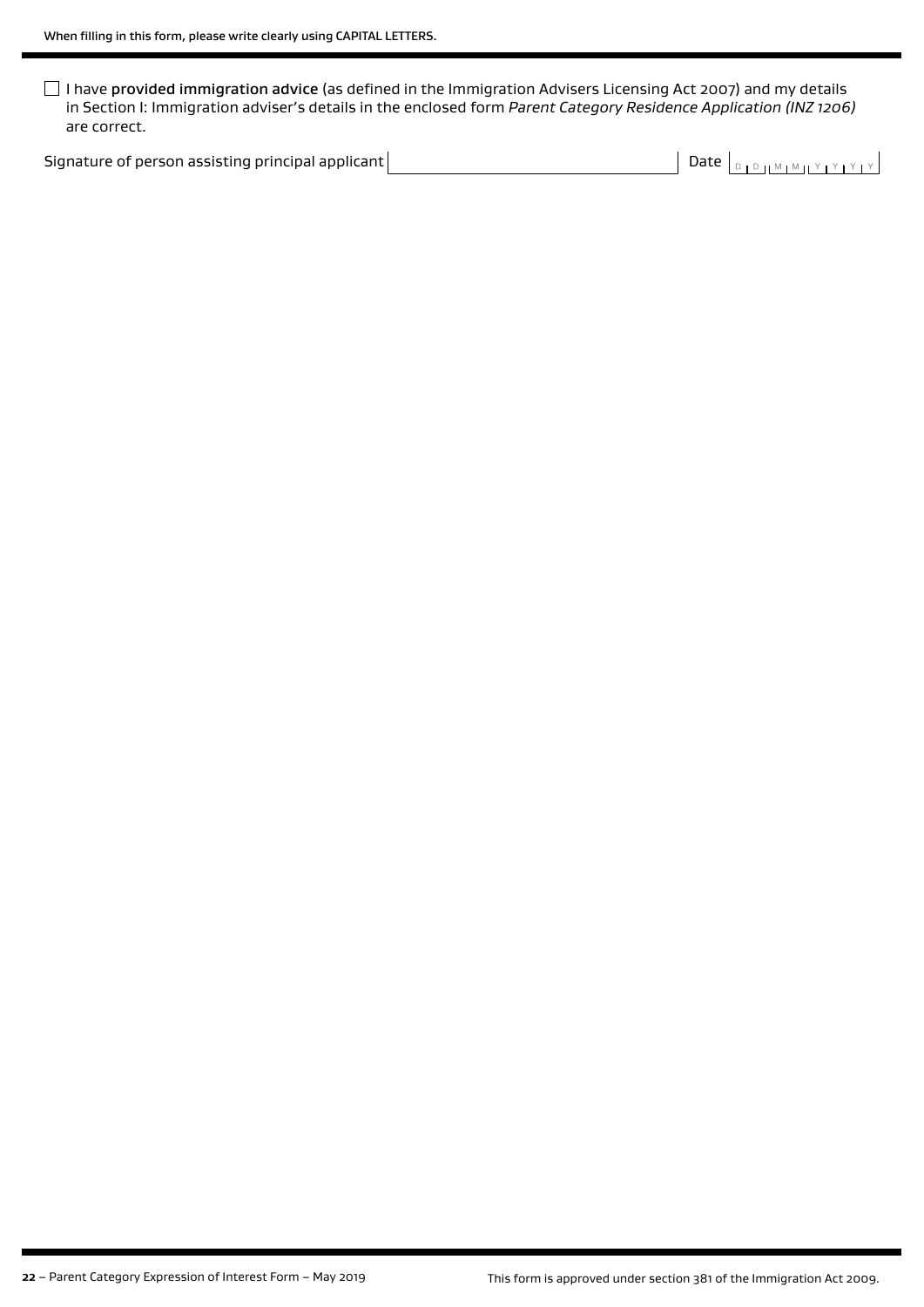When filling in this form, please write clearly using CAPITAL LETTERS.

☐ I have **provided immigration advice** (as defined in the Immigration Advisers Licensing Act 2007) and my details in Section I: Immigration adviser's details in the enclosed form *Parent Category Residence Application (INZ 1206)* are correct.

Signature of person assisting principal applicant | | Date | D D M M Y Y Y Y |

This form is approved under section 381 of the Immigration Act 2009.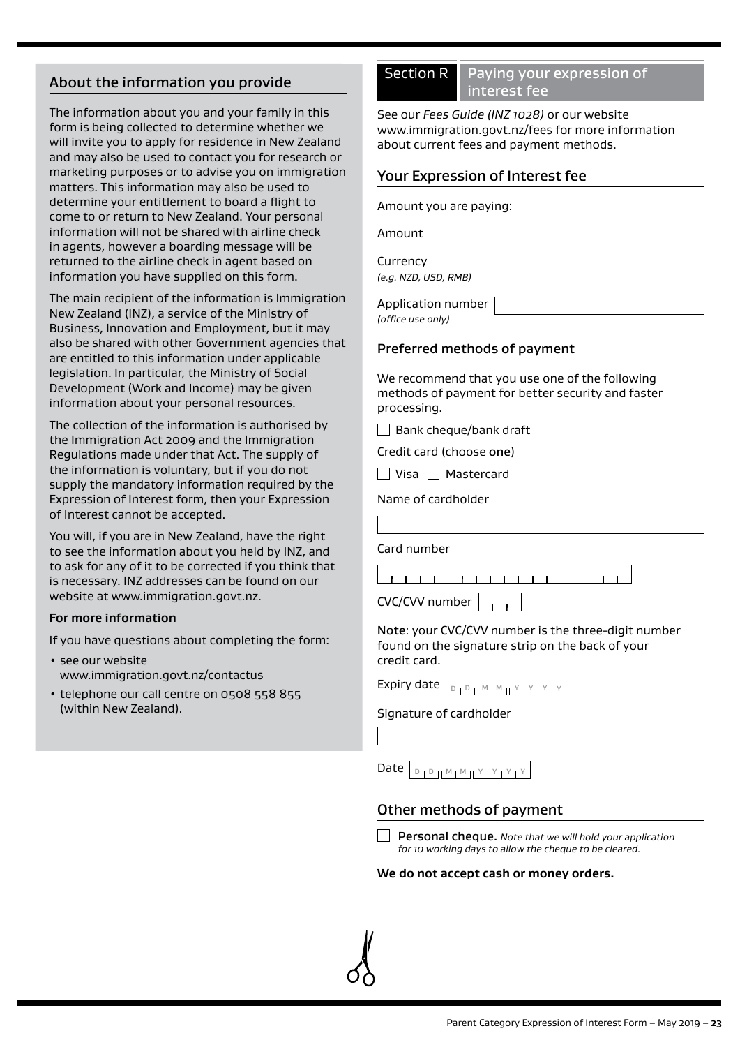## About the information you provide

The information about you and your family in this form is being collected to determine whether we will invite you to apply for residence in New Zealand and may also be used to contact you for research or marketing purposes or to advise you on immigration matters. This information may also be used to determine your entitlement to board a flight to come to or return to New Zealand. Your personal information will not be shared with airline check in agents, however a boarding message will be returned to the airline check in agent based on information you have supplied on this form.

The main recipient of the information is Immigration New Zealand (INZ), a service of the Ministry of Business, Innovation and Employment, but it may also be shared with other Government agencies that are entitled to this information under applicable legislation. In particular, the Ministry of Social Development (Work and Income) may be given information about your personal resources.

The collection of the information is authorised by the Immigration Act 2009 and the Immigration Regulations made under that Act. The supply of the information is voluntary, but if you do not supply the mandatory information required by the Expression of Interest form, then your Expression of Interest cannot be accepted.

You will, if you are in New Zealand, have the right to see the information about you held by INZ, and to ask for any of it to be corrected if you think that is necessary. INZ addresses can be found on our website at www.immigration.govt.nz.

**For more information**

If you have questions about completing the form:

- see our website www.immigration.govt.nz/contactus
- telephone our call centre on 0508 558 855 (within New Zealand).

## Section R Paying your expression of interest fee

See our *Fees Guide (INZ 1028)* or our website www.immigration.govt.nz/fees for more information about current fees and payment methods.

### Your Expression of Interest fee

Amount you are paying:

Amount

Currency
*(e.g. NZD, USD, RMB)*

Application number
*(office use only)*

### Preferred methods of payment

We recommend that you use one of the following methods of payment for better security and faster processing.

☐ Bank cheque/bank draft

Credit card (choose **one**)

☐ Visa ☐ Mastercard

Name of cardholder

Card number

CVC/CVV number

**Note**: your CVC/CVV number is the three-digit number found on the signature strip on the back of your credit card.

Expiry date D D M M Y Y Y Y

Signature of cardholder

Date D D M M Y Y Y Y

### Other methods of payment

☐ **Personal cheque.** *Note that we will hold your application for 10 working days to allow the cheque to be cleared.*

**We do not accept cash or money orders.**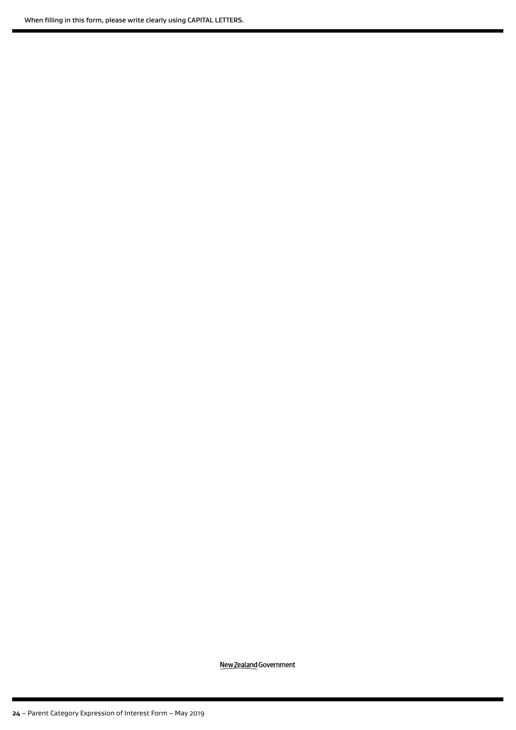When filling in this form, please write clearly using CAPITAL LETTERS.

New Zealand Government